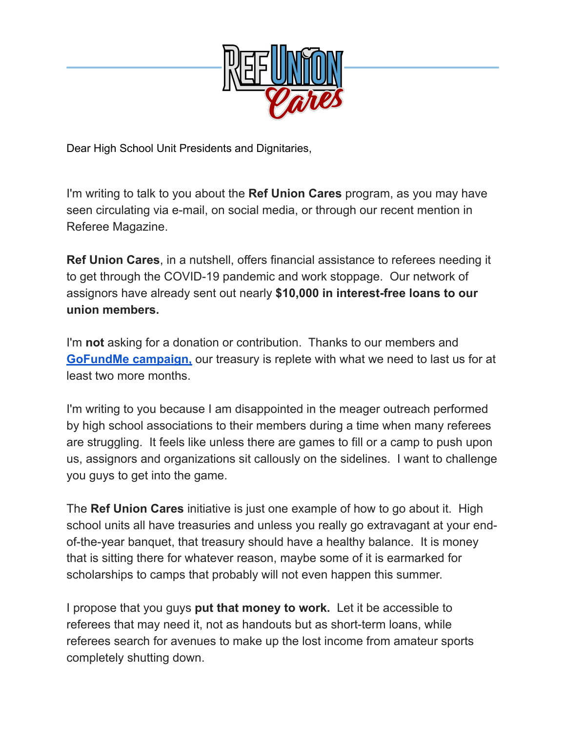Dear High School Unit Presidents and Dignitaries,

I'm writing to talk to you about the **Ref Union Cares** program, as you may have seen circulating via e-mail, on social media, or through our recent mention in Referee Magazine.

**Ref Union Cares**, in a nutshell, offers financial assistance to referees needing it to get through the COVID-19 pandemic and work stoppage. Our network of assignors have already sent out nearly **$10,000 in interest-free loans to our union members.**

I'm **not** asking for a donation or contribution. Thanks to our members and **GoFundMe campaign,** our treasury is replete with what we need to last us for at least two more months.

I'm writing to you because I am disappointed in the meager outreach performed by high school associations to their members during a time when many referees are struggling. It feels like unless there are games to fill or a camp to push upon us, assignors and organizations sit callously on the sidelines. I want to challenge you guys to get into the game.

The **Ref Union Cares** initiative is just one example of how to go about it. High school units all have treasuries and unless you really go extravagant at your end-of-the-year banquet, that treasury should have a healthy balance. It is money that is sitting there for whatever reason, maybe some of it is earmarked for scholarships to camps that probably will not even happen this summer.

I propose that you guys **put that money to work.** Let it be accessible to referees that may need it, not as handouts but as short-term loans, while referees search for avenues to make up the lost income from amateur sports completely shutting down.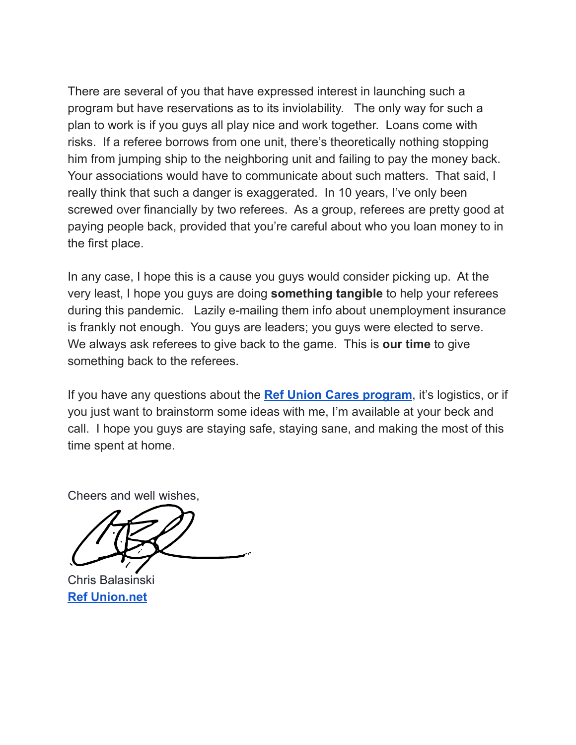There are several of you that have expressed interest in launching such a program but have reservations as to its inviolability. The only way for such a plan to work is if you guys all play nice and work together. Loans come with risks. If a referee borrows from one unit, there's theoretically nothing stopping him from jumping ship to the neighboring unit and failing to pay the money back. Your associations would have to communicate about such matters. That said, I really think that such a danger is exaggerated. In 10 years, I've only been screwed over financially by two referees. As a group, referees are pretty good at paying people back, provided that you're careful about who you loan money to in the first place.

In any case, I hope this is a cause you guys would consider picking up. At the very least, I hope you guys are doing **something tangible** to help your referees during this pandemic. Lazily e-mailing them info about unemployment insurance is frankly not enough. You guys are leaders; you guys were elected to serve. We always ask referees to give back to the game. This is **our time** to give something back to the referees.

If you have any questions about the **[Ref Union Cares program]()**, it's logistics, or if you just want to brainstorm some ideas with me, I'm available at your beck and call. I hope you guys are staying safe, staying sane, and making the most of this time spent at home.

Cheers and well wishes,

Chris Balasinski
**[Ref Union.net]()**